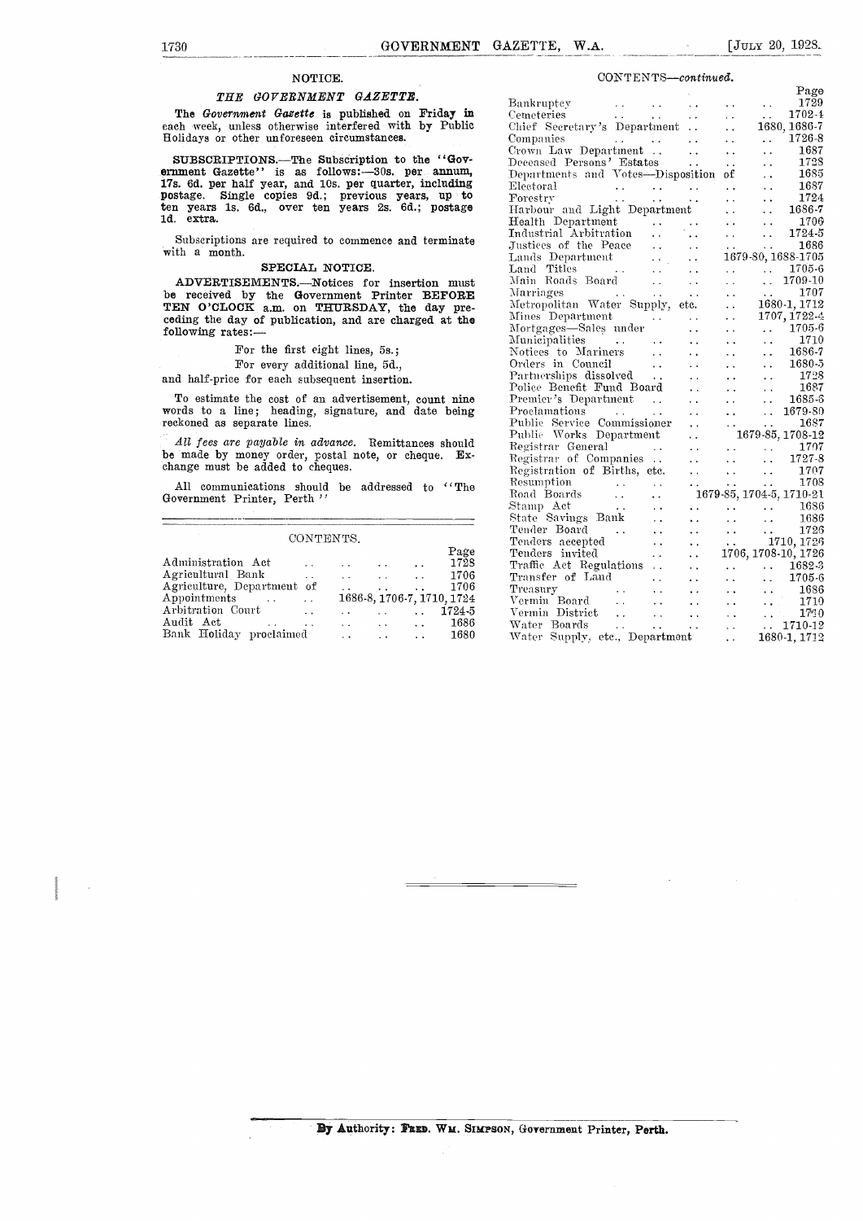## NOTICE.

### *THE GOVERNMENT GAZETTE.*

The *Government Gazette* is published on **Friday** in each week, unless otherwise interfered with by Public Holidays or other unforeseen circumstances.

**SUBSCRIPTIONS.**—The Subscription to the "Government Gazette" is as follows:—30s. per annum, 17s. 6d. per half year, and 10s. per quarter, including postage. Single copies 9d.; previous years, up to ten years 1s. 6d., over ten years 2s. 6d.; postage 1d. extra.

Subscriptions are required to commence and terminate with a month.

### SPECIAL NOTICE.

**ADVERTISEMENTS.**—Notices for insertion must be received by the Government Printer **BEFORE TEN O'CLOCK** a.m. on **THURSDAY**, the day preceding the day of publication, and are charged at the following rates:—

For the first eight lines, 5s.;

For every additional line, 5d.,

and half-price for each subsequent insertion.

To estimate the cost of an advertisement, count nine words to a line; heading, signature, and date being reckoned as separate lines.

*All fees are payable in advance.* Remittances should be made by money order, postal note, or cheque. Exchange must be added to cheques.

All communications should be addressed to "The Government Printer, Perth"

## CONTENTS.

| | Page |
|---|---|
| Administration Act | 1728 |
| Agricultural Bank | 1706 |
| Agriculture, Department of | 1706 |
| Appointments | 1686-8, 1706-7, 1710, 1724 |
| Arbitration Court | 1724-5 |
| Audit Act | 1686 |
| Bank Holiday proclaimed | 1680 |
| Bankruptcy | 1729 |
| Cemeteries | 1702-4 |
| Chief Secretary's Department | 1680, 1686-7 |
| Companies | 1726-8 |
| Crown Law Department | 1687 |
| Deceased Persons' Estates | 1728 |
| Departments and Votes—Disposition of | 1685 |
| Electoral | 1687 |
| Forestry | 1724 |
| Harbour and Light Department | 1686-7 |
| Health Department | 1706 |
| Industrial Arbitration | 1724-5 |
| Justices of the Peace | 1686 |
| Lands Department | 1679-80, 1688-1705 |
| Land Titles | 1705-6 |
| Main Roads Board | 1709-10 |
| Marriages | 1707 |
| Metropolitan Water Supply, etc. | 1680-1, 1712 |
| Mines Department | 1707, 1722-4 |
| Mortgages—Sales under | 1705-6 |
| Municipalities | 1710 |
| Notices to Mariners | 1686-7 |
| Orders in Council | 1680-5 |
| Partnerships dissolved | 1728 |
| Police Benefit Fund Board | 1687 |
| Premier's Department | 1685-6 |
| Proclamations | 1679-80 |
| Public Service Commissioner | 1687 |
| Public Works Department | 1679-85, 1708-12 |
| Registrar General | 1707 |
| Registrar of Companies | 1727-8 |
| Registration of Births, etc. | 1707 |
| Resumption | 1708 |
| Road Boards | 1679-85, 1704-5, 1710-21 |
| Stamp Act | 1686 |
| State Savings Bank | 1686 |
| Tender Board | 1726 |
| Tenders accepted | 1710, 1726 |
| Tenders invited | 1706, 1708-10, 1726 |
| Traffic Act Regulations | 1682-3 |
| Transfer of Land | 1705-6 |
| Treasury | 1686 |
| Vermin Board | 1710 |
| Vermin District | 1710 |
| Water Boards | 1710-12 |
| Water Supply, etc., Department | 1680-1, 1712 |

**By Authority: FRED. WM. SIMPSON, Government Printer, Perth.**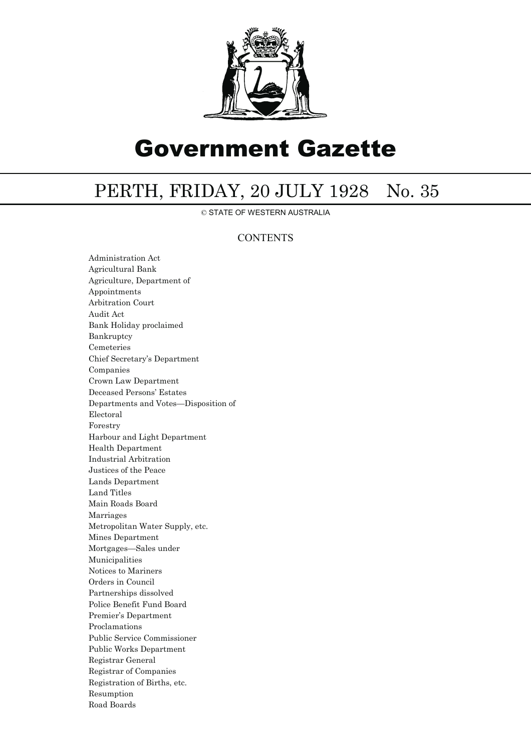# Government Gazette

## PERTH, FRIDAY, 20 JULY 1928 No. 35

© STATE OF WESTERN AUSTRALIA

### CONTENTS

Administration Act
Agricultural Bank
Agriculture, Department of
Appointments
Arbitration Court
Audit Act
Bank Holiday proclaimed
Bankruptcy
Cemeteries
Chief Secretary's Department
Companies
Crown Law Department
Deceased Persons' Estates
Departments and Votes—Disposition of
Electoral
Forestry
Harbour and Light Department
Health Department
Industrial Arbitration
Justices of the Peace
Lands Department
Land Titles
Main Roads Board
Marriages
Metropolitan Water Supply, etc.
Mines Department
Mortgages—Sales under
Municipalities
Notices to Mariners
Orders in Council
Partnerships dissolved
Police Benefit Fund Board
Premier's Department
Proclamations
Public Service Commissioner
Public Works Department
Registrar General
Registrar of Companies
Registration of Births, etc.
Resumption
Road Boards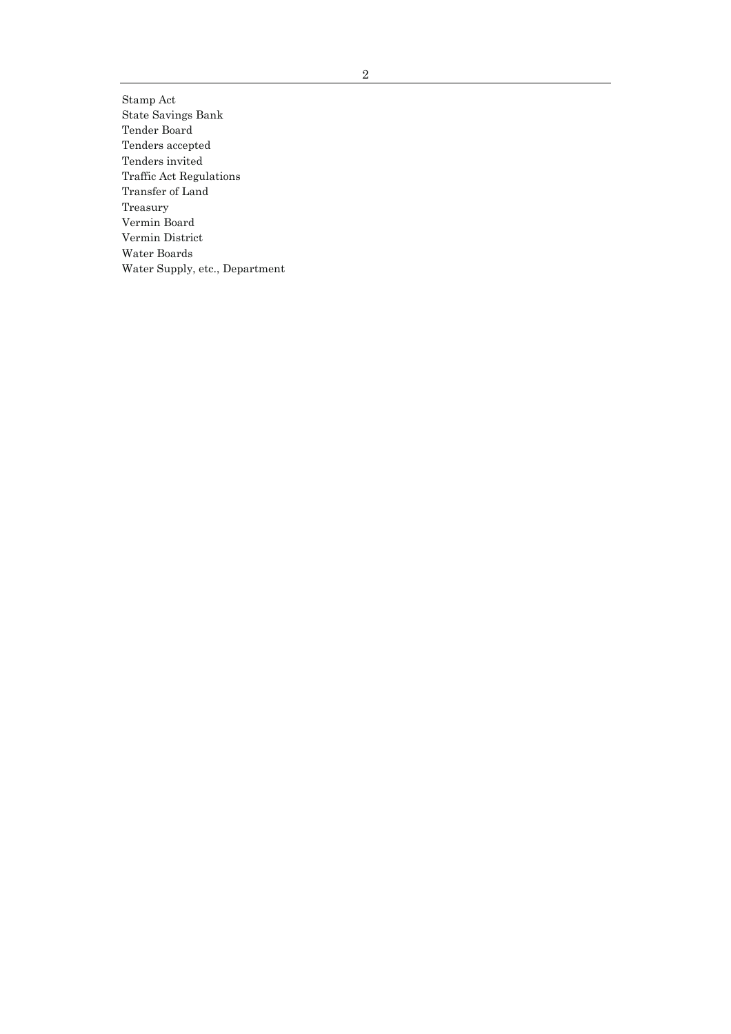Stamp Act
State Savings Bank
Tender Board
Tenders accepted
Tenders invited
Traffic Act Regulations
Transfer of Land
Treasury
Vermin Board
Vermin District
Water Boards
Water Supply, etc., Department